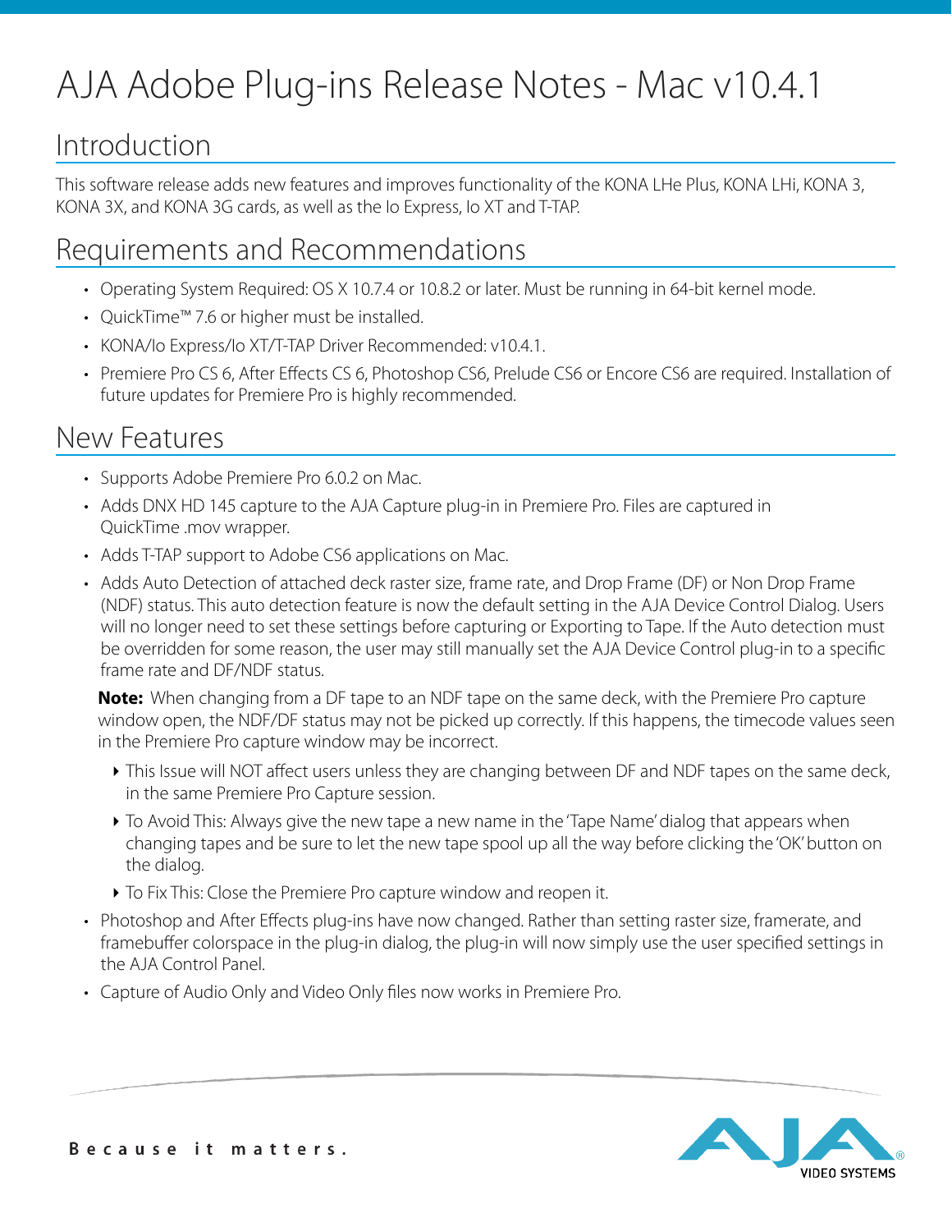# AJA Adobe Plug-ins Release Notes - Mac v10.4.1

## Introduction

This software release adds new features and improves functionality of the KONA LHe Plus, KONA LHi, KONA 3, KONA 3X, and KONA 3G cards, as well as the Io Express, Io XT and T-TAP.

## Requirements and Recommendations

- Operating System Required: OS X 10.7.4 or 10.8.2 or later. Must be running in 64-bit kernel mode.
- QuickTime™ 7.6 or higher must be installed.
- KONA/Io Express/Io XT/T-TAP Driver Recommended: v10.4.1.
- Premiere Pro CS 6, After Effects CS 6, Photoshop CS6, Prelude CS6 or Encore CS6 are required. Installation of future updates for Premiere Pro is highly recommended.

## New Features

- Supports Adobe Premiere Pro 6.0.2 on Mac.
- Adds DNX HD 145 capture to the AJA Capture plug-in in Premiere Pro. Files are captured in QuickTime .mov wrapper.
- Adds T-TAP support to Adobe CS6 applications on Mac.
- Adds Auto Detection of attached deck raster size, frame rate, and Drop Frame (DF) or Non Drop Frame (NDF) status. This auto detection feature is now the default setting in the AJA Device Control Dialog. Users will no longer need to set these settings before capturing or Exporting to Tape. If the Auto detection must be overridden for some reason, the user may still manually set the AJA Device Control plug-in to a specific frame rate and DF/NDF status.

  **Note:** When changing from a DF tape to an NDF tape on the same deck, with the Premiere Pro capture window open, the NDF/DF status may not be picked up correctly. If this happens, the timecode values seen in the Premiere Pro capture window may be incorrect.

  - This Issue will NOT affect users unless they are changing between DF and NDF tapes on the same deck, in the same Premiere Pro Capture session.
  - To Avoid This: Always give the new tape a new name in the 'Tape Name' dialog that appears when changing tapes and be sure to let the new tape spool up all the way before clicking the 'OK' button on the dialog.
  - To Fix This: Close the Premiere Pro capture window and reopen it.
- Photoshop and After Effects plug-ins have now changed. Rather than setting raster size, framerate, and framebuffer colorspace in the plug-in dialog, the plug-in will now simply use the user specified settings in the AJA Control Panel.
- Capture of Audio Only and Video Only files now works in Premiere Pro.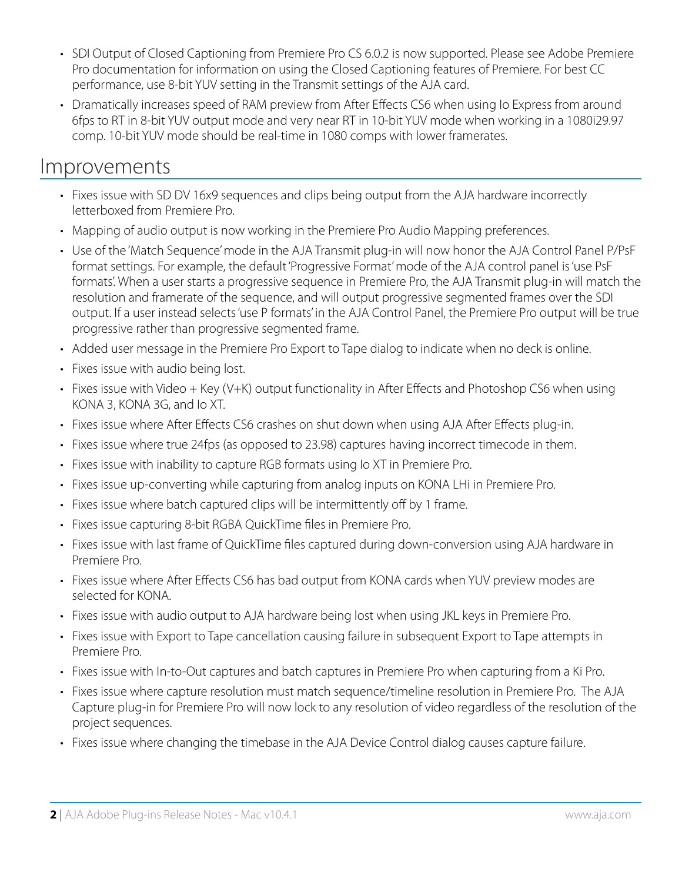- SDI Output of Closed Captioning from Premiere Pro CS 6.0.2 is now supported. Please see Adobe Premiere Pro documentation for information on using the Closed Captioning features of Premiere. For best CC performance, use 8-bit YUV setting in the Transmit settings of the AJA card.
- Dramatically increases speed of RAM preview from After Effects CS6 when using Io Express from around 6fps to RT in 8-bit YUV output mode and very near RT in 10-bit YUV mode when working in a 1080i29.97 comp. 10-bit YUV mode should be real-time in 1080 comps with lower framerates.

## Improvements

- Fixes issue with SD DV 16x9 sequences and clips being output from the AJA hardware incorrectly letterboxed from Premiere Pro.
- Mapping of audio output is now working in the Premiere Pro Audio Mapping preferences.
- Use of the 'Match Sequence' mode in the AJA Transmit plug-in will now honor the AJA Control Panel P/PsF format settings. For example, the default 'Progressive Format' mode of the AJA control panel is 'use PsF formats'. When a user starts a progressive sequence in Premiere Pro, the AJA Transmit plug-in will match the resolution and framerate of the sequence, and will output progressive segmented frames over the SDI output. If a user instead selects 'use P formats' in the AJA Control Panel, the Premiere Pro output will be true progressive rather than progressive segmented frame.
- Added user message in the Premiere Pro Export to Tape dialog to indicate when no deck is online.
- Fixes issue with audio being lost.
- Fixes issue with Video + Key (V+K) output functionality in After Effects and Photoshop CS6 when using KONA 3, KONA 3G, and Io XT.
- Fixes issue where After Effects CS6 crashes on shut down when using AJA After Effects plug-in.
- Fixes issue where true 24fps (as opposed to 23.98) captures having incorrect timecode in them.
- Fixes issue with inability to capture RGB formats using Io XT in Premiere Pro.
- Fixes issue up-converting while capturing from analog inputs on KONA LHi in Premiere Pro.
- Fixes issue where batch captured clips will be intermittently off by 1 frame.
- Fixes issue capturing 8-bit RGBA QuickTime files in Premiere Pro.
- Fixes issue with last frame of QuickTime files captured during down-conversion using AJA hardware in Premiere Pro.
- Fixes issue where After Effects CS6 has bad output from KONA cards when YUV preview modes are selected for KONA.
- Fixes issue with audio output to AJA hardware being lost when using JKL keys in Premiere Pro.
- Fixes issue with Export to Tape cancellation causing failure in subsequent Export to Tape attempts in Premiere Pro.
- Fixes issue with In-to-Out captures and batch captures in Premiere Pro when capturing from a Ki Pro.
- Fixes issue where capture resolution must match sequence/timeline resolution in Premiere Pro. The AJA Capture plug-in for Premiere Pro will now lock to any resolution of video regardless of the resolution of the project sequences.
- Fixes issue where changing the timebase in the AJA Device Control dialog causes capture failure.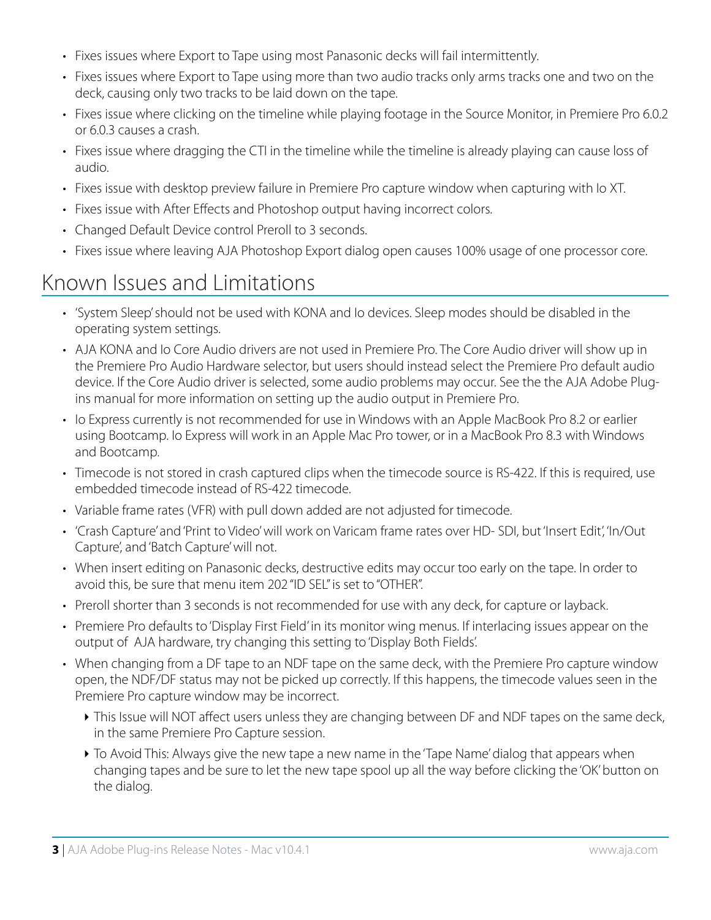- Fixes issues where Export to Tape using most Panasonic decks will fail intermittently.
- Fixes issues where Export to Tape using more than two audio tracks only arms tracks one and two on the deck, causing only two tracks to be laid down on the tape.
- Fixes issue where clicking on the timeline while playing footage in the Source Monitor, in Premiere Pro 6.0.2 or 6.0.3 causes a crash.
- Fixes issue where dragging the CTI in the timeline while the timeline is already playing can cause loss of audio.
- Fixes issue with desktop preview failure in Premiere Pro capture window when capturing with Io XT.
- Fixes issue with After Effects and Photoshop output having incorrect colors.
- Changed Default Device control Preroll to 3 seconds.
- Fixes issue where leaving AJA Photoshop Export dialog open causes 100% usage of one processor core.

## Known Issues and Limitations

- 'System Sleep' should not be used with KONA and Io devices. Sleep modes should be disabled in the operating system settings.
- AJA KONA and Io Core Audio drivers are not used in Premiere Pro. The Core Audio driver will show up in the Premiere Pro Audio Hardware selector, but users should instead select the Premiere Pro default audio device. If the Core Audio driver is selected, some audio problems may occur. See the the AJA Adobe Plug-ins manual for more information on setting up the audio output in Premiere Pro.
- Io Express currently is not recommended for use in Windows with an Apple MacBook Pro 8.2 or earlier using Bootcamp. Io Express will work in an Apple Mac Pro tower, or in a MacBook Pro 8.3 with Windows and Bootcamp.
- Timecode is not stored in crash captured clips when the timecode source is RS-422. If this is required, use embedded timecode instead of RS-422 timecode.
- Variable frame rates (VFR) with pull down added are not adjusted for timecode.
- 'Crash Capture' and 'Print to Video' will work on Varicam frame rates over HD- SDI, but 'Insert Edit', 'In/Out Capture', and 'Batch Capture' will not.
- When insert editing on Panasonic decks, destructive edits may occur too early on the tape. In order to avoid this, be sure that menu item 202 "ID SEL" is set to "OTHER".
- Preroll shorter than 3 seconds is not recommended for use with any deck, for capture or layback.
- Premiere Pro defaults to 'Display First Field' in its monitor wing menus. If interlacing issues appear on the output of AJA hardware, try changing this setting to 'Display Both Fields'.
- When changing from a DF tape to an NDF tape on the same deck, with the Premiere Pro capture window open, the NDF/DF status may not be picked up correctly. If this happens, the timecode values seen in the Premiere Pro capture window may be incorrect.
  - This Issue will NOT affect users unless they are changing between DF and NDF tapes on the same deck, in the same Premiere Pro Capture session.
  - To Avoid This: Always give the new tape a new name in the 'Tape Name' dialog that appears when changing tapes and be sure to let the new tape spool up all the way before clicking the 'OK' button on the dialog.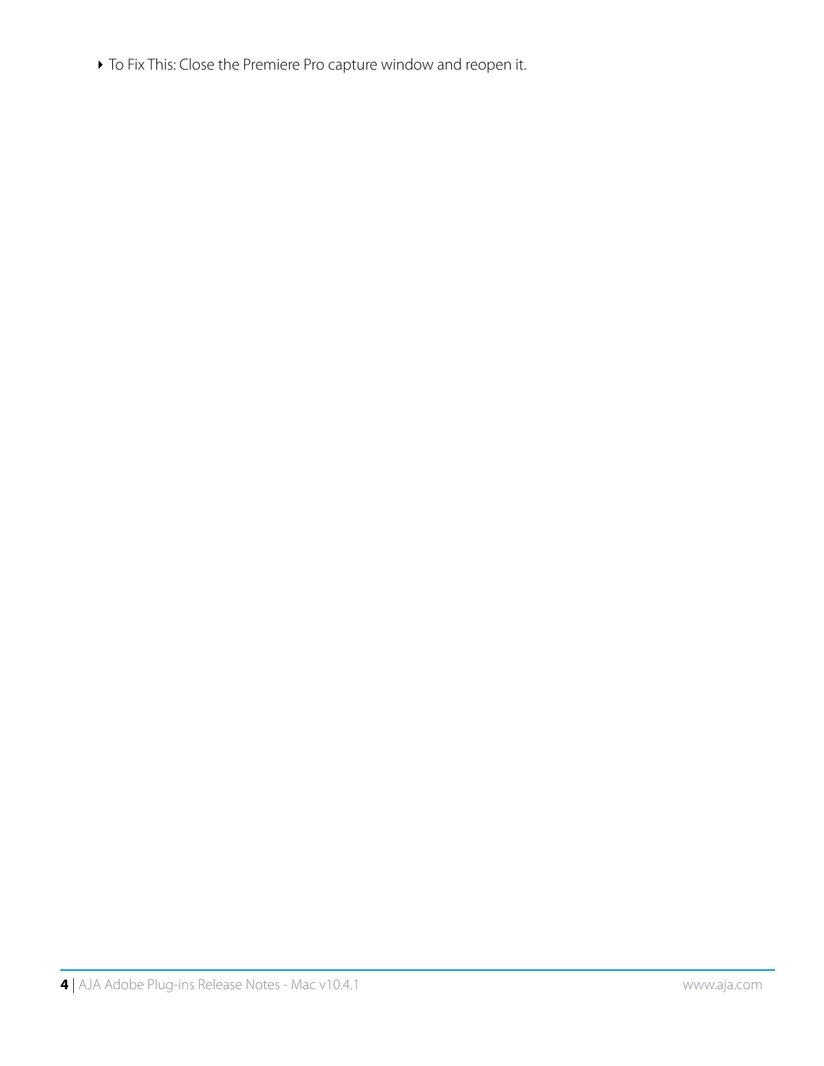- To Fix This: Close the Premiere Pro capture window and reopen it.